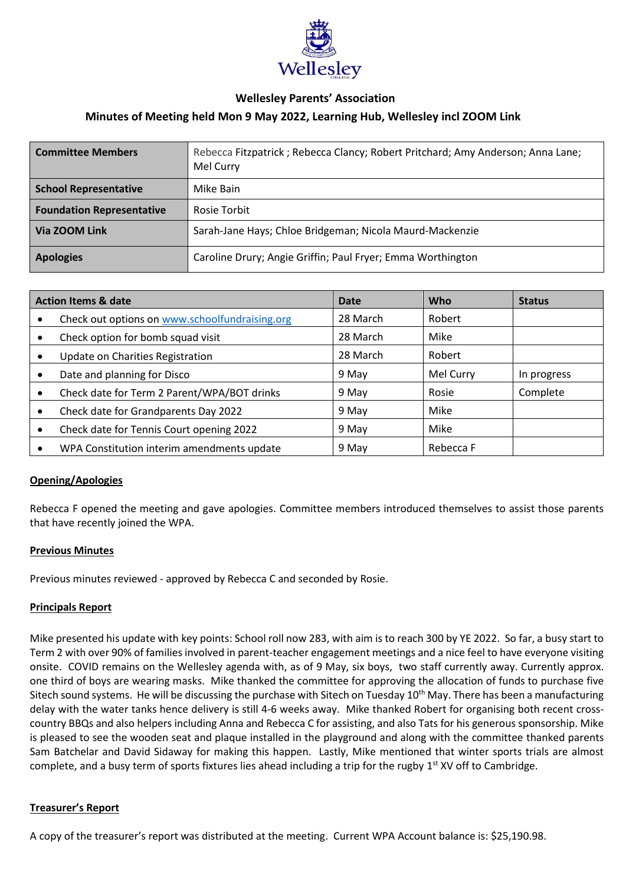Wellesley

## Wellesley Parents' Association

### Minutes of Meeting held Mon 9 May 2022, Learning Hub, Wellesley incl ZOOM Link

| **Committee Members** | Rebecca Fitzpatrick ; Rebecca Clancy; Robert Pritchard; Amy Anderson; Anna Lane; Mel Curry |
|---|---|
| **School Representative** | Mike Bain |
| **Foundation Representative** | Rosie Torbit |
| **Via ZOOM Link** | Sarah-Jane Hays; Chloe Bridgeman; Nicola Maurd-Mackenzie |
| **Apologies** | Caroline Drury; Angie Griffin; Paul Fryer; Emma Worthington |

| **Action Items & date** | **Date** | **Who** | **Status** |
|---|---|---|---|
| • Check out options on www.schoolfundraising.org | 28 March | Robert | |
| • Check option for bomb squad visit | 28 March | Mike | |
| • Update on Charities Registration | 28 March | Robert | |
| • Date and planning for Disco | 9 May | Mel Curry | In progress |
| • Check date for Term 2 Parent/WPA/BOT drinks | 9 May | Rosie | Complete |
| • Check date for Grandparents Day 2022 | 9 May | Mike | |
| • Check date for Tennis Court opening 2022 | 9 May | Mike | |
| • WPA Constitution interim amendments update | 9 May | Rebecca F | |

**Opening/Apologies**

Rebecca F opened the meeting and gave apologies. Committee members introduced themselves to assist those parents that have recently joined the WPA.

**Previous Minutes**

Previous minutes reviewed - approved by Rebecca C and seconded by Rosie.

**Principals Report**

Mike presented his update with key points: School roll now 283, with aim is to reach 300 by YE 2022. So far, a busy start to Term 2 with over 90% of families involved in parent-teacher engagement meetings and a nice feel to have everyone visiting onsite. COVID remains on the Wellesley agenda with, as of 9 May, six boys, two staff currently away. Currently approx. one third of boys are wearing masks. Mike thanked the committee for approving the allocation of funds to purchase five Sitech sound systems. He will be discussing the purchase with Sitech on Tuesday 10th May. There has been a manufacturing delay with the water tanks hence delivery is still 4-6 weeks away. Mike thanked Robert for organising both recent cross-country BBQs and also helpers including Anna and Rebecca C for assisting, and also Tats for his generous sponsorship. Mike is pleased to see the wooden seat and plaque installed in the playground and along with the committee thanked parents Sam Batchelar and David Sidaway for making this happen. Lastly, Mike mentioned that winter sports trials are almost complete, and a busy term of sports fixtures lies ahead including a trip for the rugby 1st XV off to Cambridge.

**Treasurer's Report**

A copy of the treasurer's report was distributed at the meeting. Current WPA Account balance is: $25,190.98.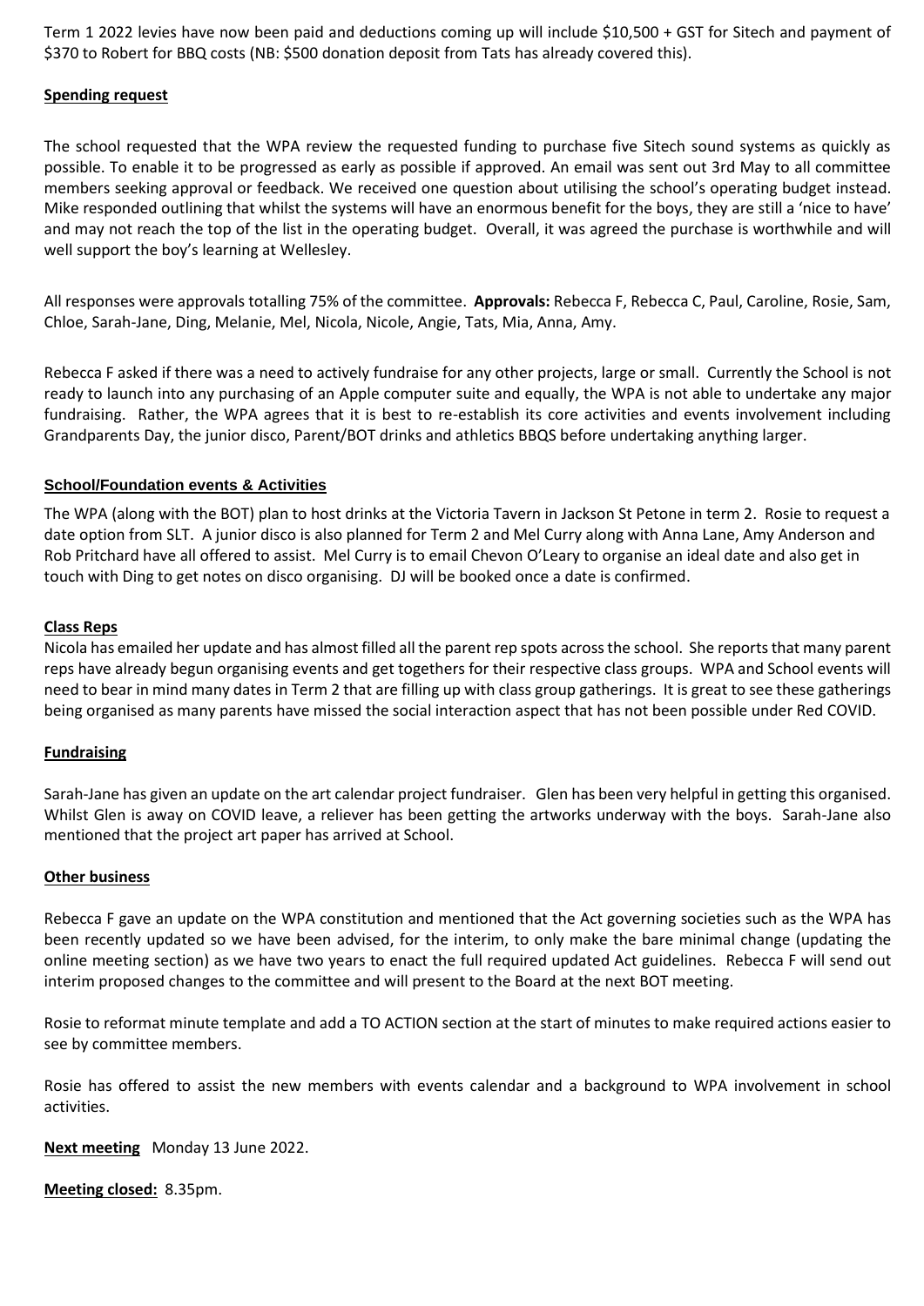Term 1 2022 levies have now been paid and deductions coming up will include $10,500 + GST for Sitech and payment of $370 to Robert for BBQ costs (NB: $500 donation deposit from Tats has already covered this).

**Spending request**

The school requested that the WPA review the requested funding to purchase five Sitech sound systems as quickly as possible. To enable it to be progressed as early as possible if approved. An email was sent out 3rd May to all committee members seeking approval or feedback. We received one question about utilising the school's operating budget instead. Mike responded outlining that whilst the systems will have an enormous benefit for the boys, they are still a 'nice to have' and may not reach the top of the list in the operating budget. Overall, it was agreed the purchase is worthwhile and will well support the boy's learning at Wellesley.

All responses were approvals totalling 75% of the committee. **Approvals:** Rebecca F, Rebecca C, Paul, Caroline, Rosie, Sam, Chloe, Sarah-Jane, Ding, Melanie, Mel, Nicola, Nicole, Angie, Tats, Mia, Anna, Amy.

Rebecca F asked if there was a need to actively fundraise for any other projects, large or small. Currently the School is not ready to launch into any purchasing of an Apple computer suite and equally, the WPA is not able to undertake any major fundraising. Rather, the WPA agrees that it is best to re-establish its core activities and events involvement including Grandparents Day, the junior disco, Parent/BOT drinks and athletics BBQS before undertaking anything larger.

**School/Foundation events & Activities**

The WPA (along with the BOT) plan to host drinks at the Victoria Tavern in Jackson St Petone in term 2. Rosie to request a date option from SLT. A junior disco is also planned for Term 2 and Mel Curry along with Anna Lane, Amy Anderson and Rob Pritchard have all offered to assist. Mel Curry is to email Chevon O'Leary to organise an ideal date and also get in touch with Ding to get notes on disco organising. DJ will be booked once a date is confirmed.

**Class Reps**

Nicola has emailed her update and has almost filled all the parent rep spots across the school. She reports that many parent reps have already begun organising events and get togethers for their respective class groups. WPA and School events will need to bear in mind many dates in Term 2 that are filling up with class group gatherings. It is great to see these gatherings being organised as many parents have missed the social interaction aspect that has not been possible under Red COVID.

**Fundraising**

Sarah-Jane has given an update on the art calendar project fundraiser. Glen has been very helpful in getting this organised. Whilst Glen is away on COVID leave, a reliever has been getting the artworks underway with the boys. Sarah-Jane also mentioned that the project art paper has arrived at School.

**Other business**

Rebecca F gave an update on the WPA constitution and mentioned that the Act governing societies such as the WPA has been recently updated so we have been advised, for the interim, to only make the bare minimal change (updating the online meeting section) as we have two years to enact the full required updated Act guidelines. Rebecca F will send out interim proposed changes to the committee and will present to the Board at the next BOT meeting.

Rosie to reformat minute template and add a TO ACTION section at the start of minutes to make required actions easier to see by committee members.

Rosie has offered to assist the new members with events calendar and a background to WPA involvement in school activities.

**Next meeting** Monday 13 June 2022.

**Meeting closed:** 8.35pm.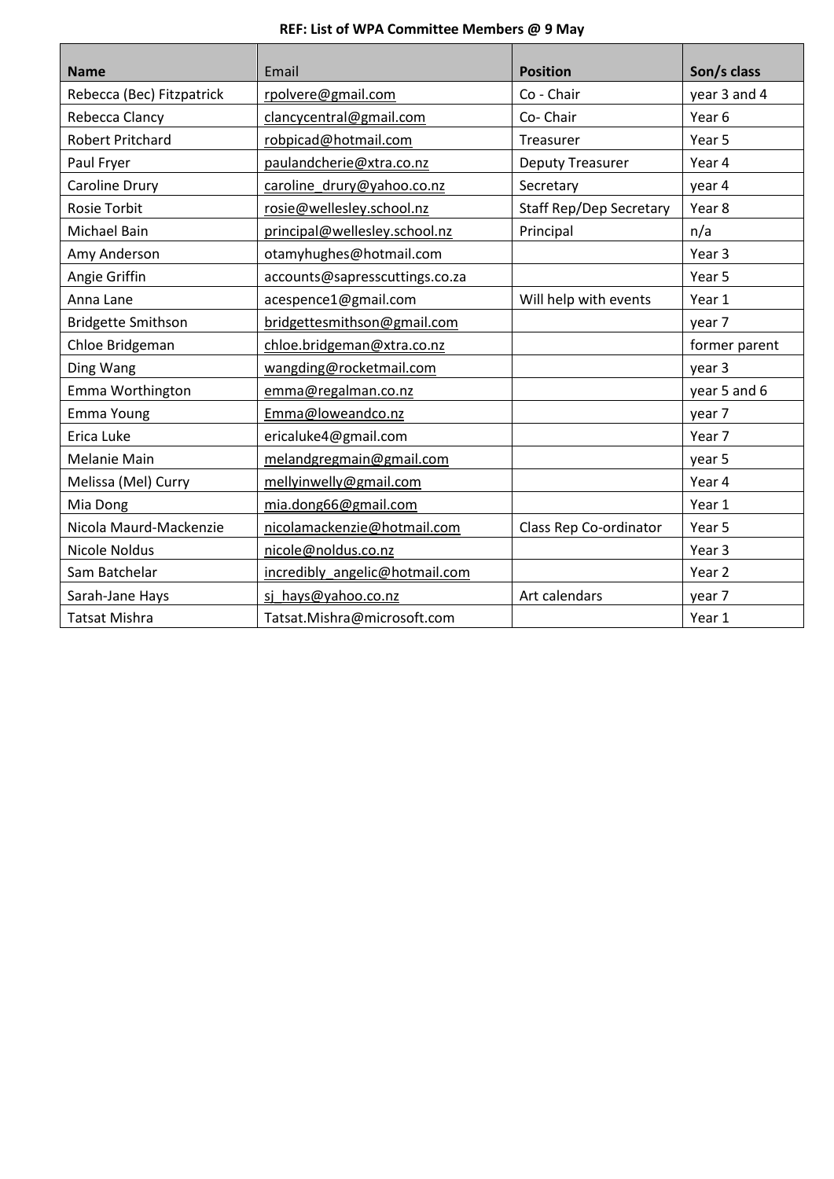**REF: List of WPA Committee Members @ 9 May**

| Name | Email | Position | Son/s class |
|---|---|---|---|
| Rebecca (Bec) Fitzpatrick | rpolvere@gmail.com | Co - Chair | year 3 and 4 |
| Rebecca Clancy | clancycentral@gmail.com | Co- Chair | Year 6 |
| Robert Pritchard | robpicad@hotmail.com | Treasurer | Year 5 |
| Paul Fryer | paulandcherie@xtra.co.nz | Deputy Treasurer | Year 4 |
| Caroline Drury | caroline_drury@yahoo.co.nz | Secretary | year 4 |
| Rosie Torbit | rosie@wellesley.school.nz | Staff Rep/Dep Secretary | Year 8 |
| Michael Bain | principal@wellesley.school.nz | Principal | n/a |
| Amy Anderson | otamyhughes@hotmail.com | | Year 3 |
| Angie Griffin | accounts@sapresscuttings.co.za | | Year 5 |
| Anna Lane | acespence1@gmail.com | Will help with events | Year 1 |
| Bridgette Smithson | bridgettesmithson@gmail.com | | year 7 |
| Chloe Bridgeman | chloe.bridgeman@xtra.co.nz | | former parent |
| Ding Wang | wangding@rocketmail.com | | year 3 |
| Emma Worthington | emma@regalman.co.nz | | year 5 and 6 |
| Emma Young | Emma@loweandco.nz | | year 7 |
| Erica Luke | ericaluke4@gmail.com | | Year 7 |
| Melanie Main | melandgregmain@gmail.com | | year 5 |
| Melissa (Mel) Curry | mellyinwelly@gmail.com | | Year 4 |
| Mia Dong | mia.dong66@gmail.com | | Year 1 |
| Nicola Maurd-Mackenzie | nicolamackenzie@hotmail.com | Class Rep Co-ordinator | Year 5 |
| Nicole Noldus | nicole@noldus.co.nz | | Year 3 |
| Sam Batchelar | incredibly_angelic@hotmail.com | | Year 2 |
| Sarah-Jane Hays | sj_hays@yahoo.co.nz | Art calendars | year 7 |
| Tatsat Mishra | Tatsat.Mishra@microsoft.com | | Year 1 |